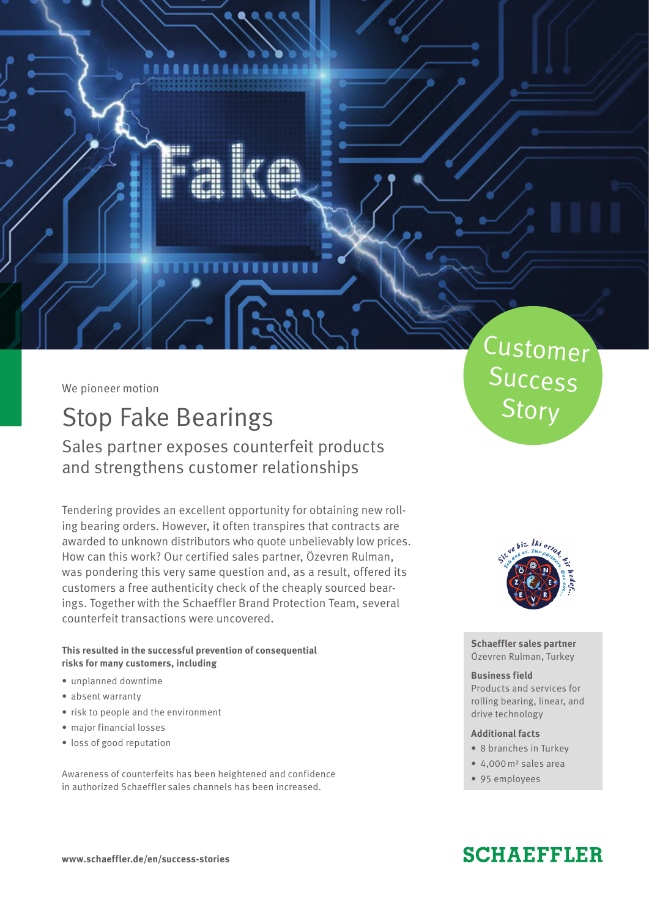We pioneer motion

# Stop Fake Bearings

## Sales partner exposes counterfeit products and strengthens customer relationships

Customer Success Story

Tendering provides an excellent opportunity for obtaining new rolling bearing orders. However, it often transpires that contracts are awarded to unknown distributors who quote unbelievably low prices. How can this work? Our certified sales partner, Özevren Rulman, was pondering this very same question and, as a result, offered its customers a free authenticity check of the cheaply sourced bearings. Together with the Schaeffler Brand Protection Team, several counterfeit transactions were uncovered.

**This resulted in the successful prevention of consequential risks for many customers, including**

- unplanned downtime
- absent warranty
- risk to people and the environment
- major financial losses
- loss of good reputation

Awareness of counterfeits has been heightened and confidence in authorized Schaeffler sales channels has been increased.

**Schaeffler sales partner**
Özevren Rulman, Turkey

**Business field**
Products and services for rolling bearing, linear, and drive technology

**Additional facts**

- 8 branches in Turkey
- 4,000 m² sales area
- 95 employees

**www.schaeffler.de/en/success-stories**

SCHAEFFLER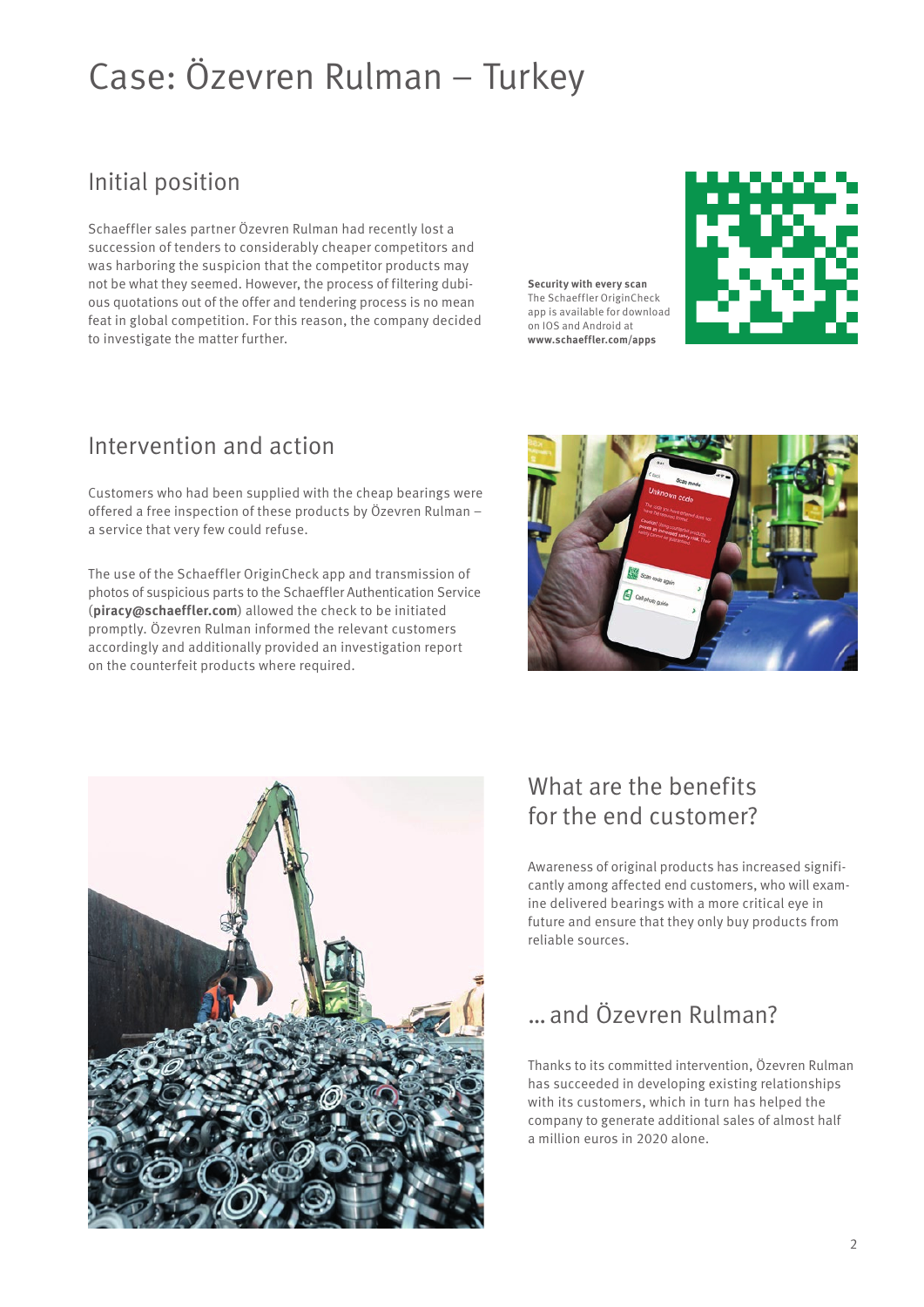# Case: Özevren Rulman – Turkey

## Initial position

Schaeffler sales partner Özevren Rulman had recently lost a succession of tenders to considerably cheaper competitors and was harboring the suspicion that the competitor products may not be what they seemed. However, the process of filtering dubious quotations out of the offer and tendering process is no mean feat in global competition. For this reason, the company decided to investigate the matter further.

**Security with every scan**
The Schaeffler OriginCheck app is available for download on IOS and Android at
**www.schaeffler.com/apps**

## Intervention and action

Customers who had been supplied with the cheap bearings were offered a free inspection of these products by Özevren Rulman – a service that very few could refuse.

The use of the Schaeffler OriginCheck app and transmission of photos of suspicious parts to the Schaeffler Authentication Service (**piracy@schaeffler.com**) allowed the check to be initiated promptly. Özevren Rulman informed the relevant customers accordingly and additionally provided an investigation report on the counterfeit products where required.

## What are the benefits for the end customer?

Awareness of original products has increased significantly among affected end customers, who will examine delivered bearings with a more critical eye in future and ensure that they only buy products from reliable sources.

## ... and Özevren Rulman?

Thanks to its committed intervention, Özevren Rulman has succeeded in developing existing relationships with its customers, which in turn has helped the company to generate additional sales of almost half a million euros in 2020 alone.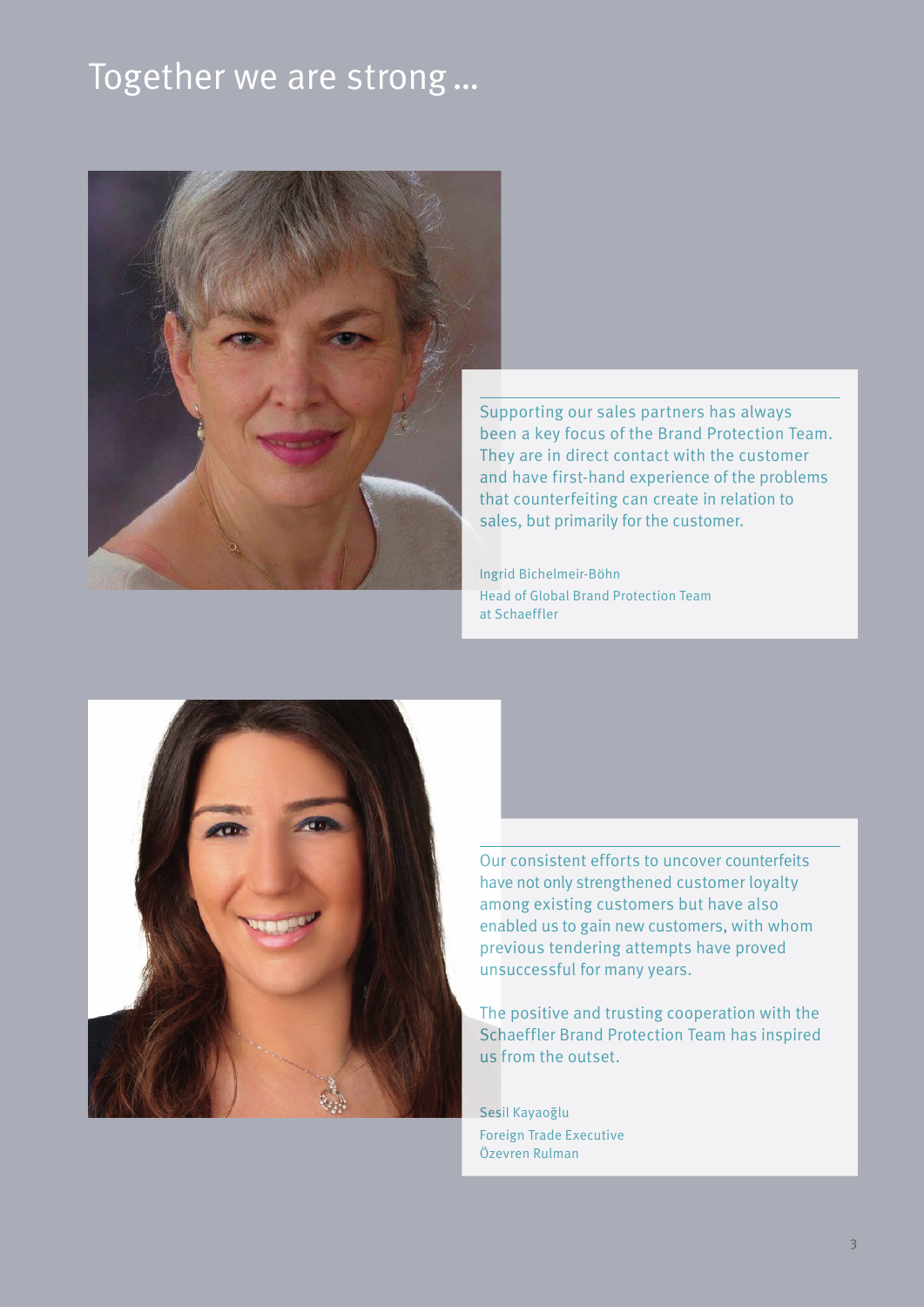# Together we are strong ...

Supporting our sales partners has always been a key focus of the Brand Protection Team. They are in direct contact with the customer and have first-hand experience of the problems that counterfeiting can create in relation to sales, but primarily for the customer.

Ingrid Bichelmeir-Böhn
Head of Global Brand Protection Team
at Schaeffler

Our consistent efforts to uncover counterfeits have not only strengthened customer loyalty among existing customers but have also enabled us to gain new customers, with whom previous tendering attempts have proved unsuccessful for many years.

The positive and trusting cooperation with the Schaeffler Brand Protection Team has inspired us from the outset.

Sesil Kayaoğlu
Foreign Trade Executive
Özevren Rulman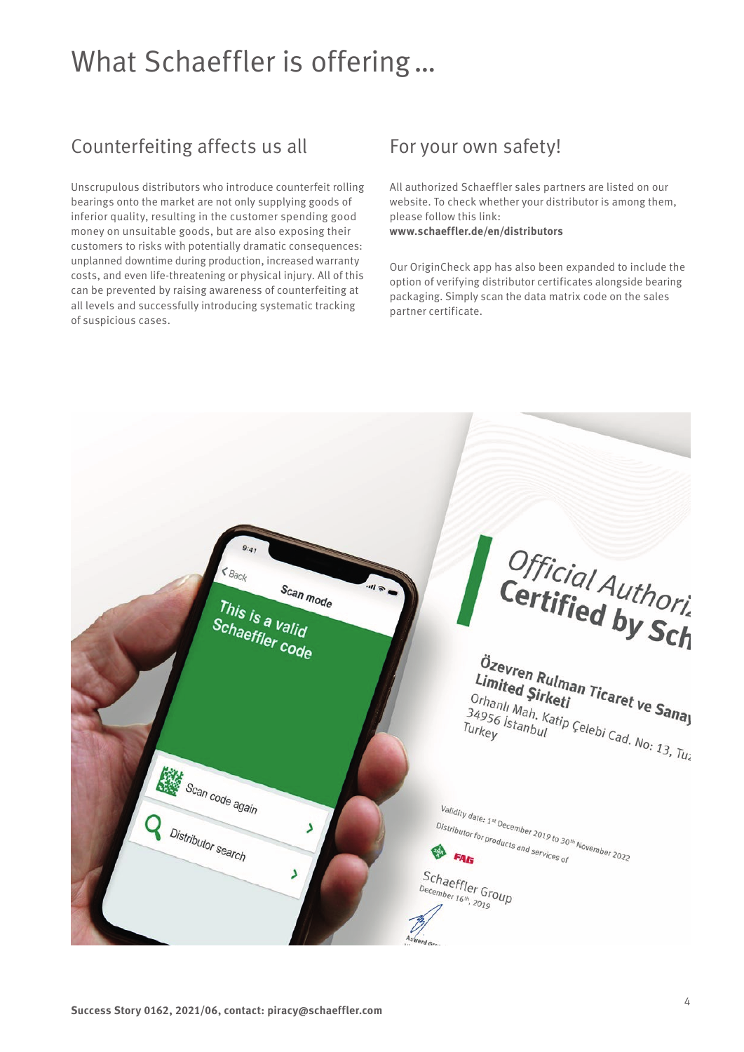# What Schaeffler is offering ...

## Counterfeiting affects us all

Unscrupulous distributors who introduce counterfeit rolling bearings onto the market are not only supplying goods of inferior quality, resulting in the customer spending good money on unsuitable goods, but are also exposing their customers to risks with potentially dramatic consequences: unplanned downtime during production, increased warranty costs, and even life-threatening or physical injury. All of this can be prevented by raising awareness of counterfeiting at all levels and successfully introducing systematic tracking of suspicious cases.

## For your own safety!

All authorized Schaeffler sales partners are listed on our website. To check whether your distributor is among them, please follow this link:
**www.schaeffler.de/en/distributors**

Our OriginCheck app has also been expanded to include the option of verifying distributor certificates alongside bearing packaging. Simply scan the data matrix code on the sales partner certificate.

**Success Story 0162, 2021/06, contact: piracy@schaeffler.com**